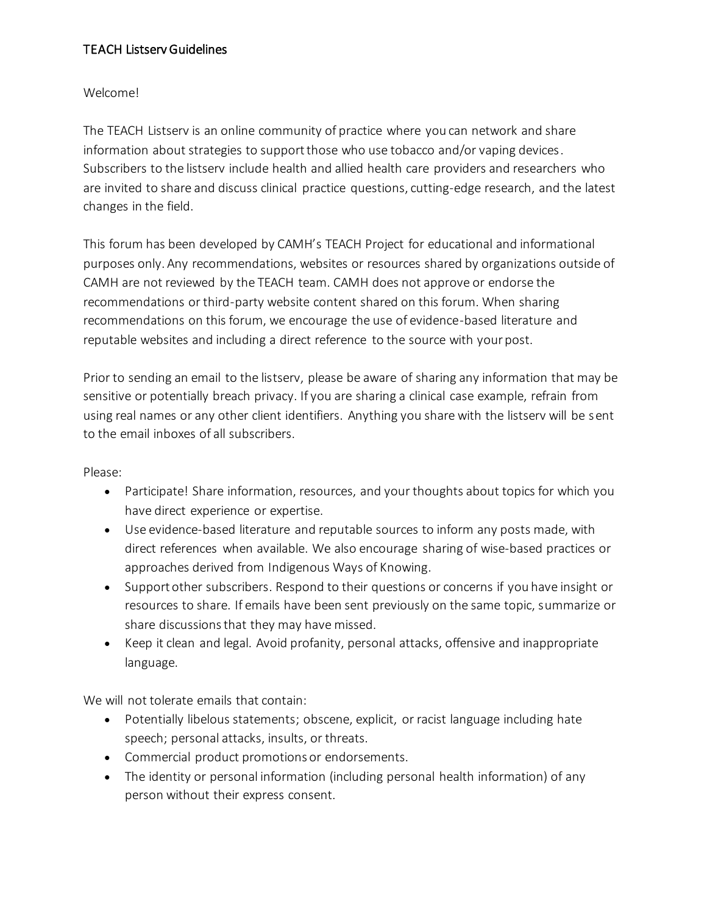# TEACH Listserv Guidelines

Welcome!

The TEACH Listserv is an online community of practice where you can network and share information about strategies to support those who use tobacco and/or vaping devices. Subscribers to the listserv include health and allied health care providers and researchers who are invited to share and discuss clinical practice questions, cutting-edge research, and the latest changes in the field.

This forum has been developed by CAMH's TEACH Project for educational and informational purposes only. Any recommendations, websites or resources shared by organizations outside of CAMH are not reviewed by the TEACH team. CAMH does not approve or endorse the recommendations or third-party website content shared on this forum. When sharing recommendations on this forum, we encourage the use of evidence-based literature and reputable websites and including a direct reference to the source with your post.

Prior to sending an email to the listserv, please be aware of sharing any information that may be sensitive or potentially breach privacy. If you are sharing a clinical case example, refrain from using real names or any other client identifiers. Anything you share with the listserv will be sent to the email inboxes of all subscribers.

Please:

- Participate! Share information, resources, and your thoughts about topics for which you have direct experience or expertise.
- Use evidence-based literature and reputable sources to inform any posts made, with direct references when available. We also encourage sharing of wise-based practices or approaches derived from Indigenous Ways of Knowing.
- Support other subscribers. Respond to their questions or concerns if you have insight or resources to share. If emails have been sent previously on the same topic, summarize or share discussions that they may have missed.
- Keep it clean and legal. Avoid profanity, personal attacks, offensive and inappropriate language.

We will not tolerate emails that contain:

- Potentially libelous statements; obscene, explicit, or racist language including hate speech; personal attacks, insults, or threats.
- Commercial product promotions or endorsements.
- The identity or personal information (including personal health information) of any person without their express consent.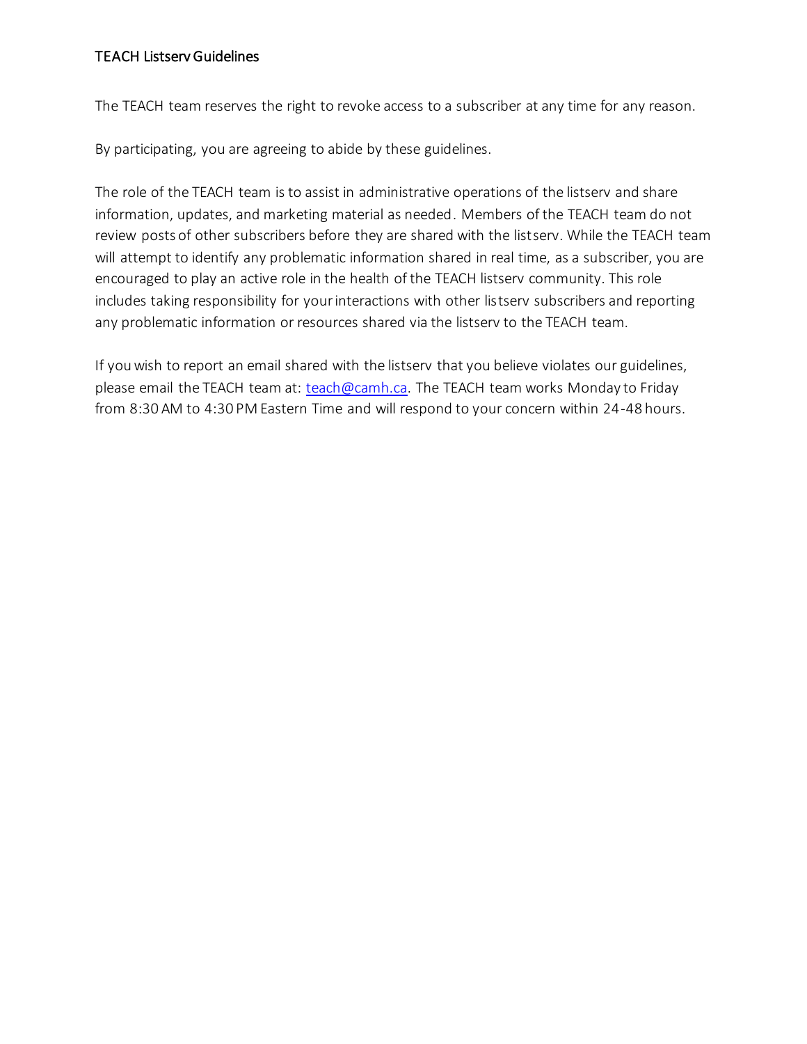## TEACH Listserv Guidelines

The TEACH team reserves the right to revoke access to a subscriber at any time for any reason.

By participating, you are agreeing to abide by these guidelines.

The role of the TEACH team is to assist in administrative operations of the listserv and share information, updates, and marketing material as needed. Members of the TEACH team do not review posts of other subscribers before they are shared with the listserv. While the TEACH team will attempt to identify any problematic information shared in real time, as a subscriber, you are encouraged to play an active role in the health of the TEACH listserv community. This role includes taking responsibility for your interactions with other listserv subscribers and reporting any problematic information or resources shared via the listserv to the TEACH team.

If you wish to report an email shared with the listserv that you believe violates our guidelines, please email the TEACH team at: [teach@camh.ca](mailto:teach@camh.ca). The TEACH team works Monday to Friday from 8:30 AM to 4:30 PM Eastern Time and will respond to your concern within 24-48 hours.